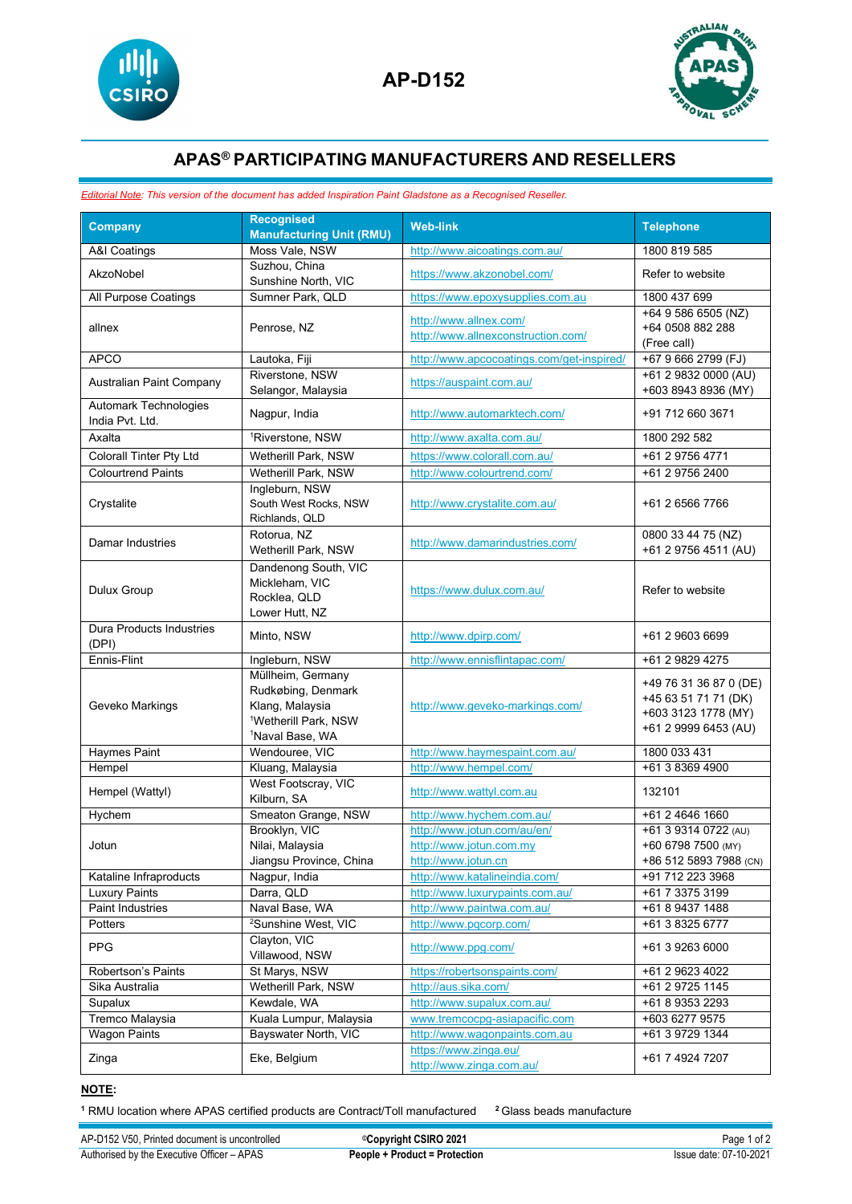# AP-D152

## APAS® PARTICIPATING MANUFACTURERS AND RESELLERS

*Editorial Note: This version of the document has added Inspiration Paint Gladstone as a Recognised Reseller.*

| Company | Recognised Manufacturing Unit (RMU) | Web-link | Telephone |
|---|---|---|---|
| A&I Coatings | Moss Vale, NSW | http://www.aicoatings.com.au/ | 1800 819 585 |
| AkzoNobel | Suzhou, China<br>Sunshine North, VIC | https://www.akzonobel.com/ | Refer to website |
| All Purpose Coatings | Sumner Park, QLD | https://www.epoxysupplies.com.au | 1800 437 699 |
| allnex | Penrose, NZ | http://www.allnex.com/<br>http://www.allnexconstruction.com/ | +64 9 586 6505 (NZ)<br>+64 0508 882 288 (Free call) |
| APCO | Lautoka, Fiji | http://www.apcocoatings.com/get-inspired/ | +67 9 666 2799 (FJ) |
| Australian Paint Company | Riverstone, NSW<br>Selangor, Malaysia | https://auspaint.com.au/ | +61 2 9832 0000 (AU)<br>+603 8943 8936 (MY) |
| Automark Technologies India Pvt. Ltd. | Nagpur, India | http://www.automarktech.com/ | +91 712 660 3671 |
| Axalta | [1]Riverstone, NSW | http://www.axalta.com.au/ | 1800 292 582 |
| Colorall Tinter Pty Ltd | Wetherill Park, NSW | https://www.colorall.com.au/ | +61 2 9756 4771 |
| Colourtrend Paints | Wetherill Park, NSW | http://www.colourtrend.com/ | +61 2 9756 2400 |
| Crystalite | Ingleburn, NSW<br>South West Rocks, NSW<br>Richlands, QLD | http://www.crystalite.com.au/ | +61 2 6566 7766 |
| Damar Industries | Rotorua, NZ<br>Wetherill Park, NSW | http://www.damarindustries.com/ | 0800 33 44 75 (NZ)<br>+61 2 9756 4511 (AU) |
| Dulux Group | Dandenong South, VIC<br>Mickleham, VIC<br>Rocklea, QLD<br>Lower Hutt, NZ | https://www.dulux.com.au/ | Refer to website |
| Dura Products Industries (DPI) | Minto, NSW | http://www.dpirp.com/ | +61 2 9603 6699 |
| Ennis-Flint | Ingleburn, NSW | http://www.ennisflintapac.com/ | +61 2 9829 4275 |
| Geveko Markings | Müllheim, Germany<br>Rudkøbing, Denmark<br>Klang, Malaysia<br>[1]Wetherill Park, NSW<br>[1]Naval Base, WA | http://www.geveko-markings.com/ | +49 76 31 36 87 0 (DE)<br>+45 63 51 71 71 (DK)<br>+603 3123 1778 (MY)<br>+61 2 9999 6453 (AU) |
| Haymes Paint | Wendouree, VIC | http://www.haymespaint.com.au/ | 1800 033 431 |
| Hempel | Kluang, Malaysia | http://www.hempel.com/ | +61 3 8369 4900 |
| Hempel (Wattyl) | West Footscray, VIC<br>Kilburn, SA | http://www.wattyl.com.au | 132101 |
| Hychem | Smeaton Grange, NSW | http://www.hychem.com.au/ | +61 2 4646 1660 |
| Jotun | Brooklyn, VIC<br>Nilai, Malaysia<br>Jiangsu Province, China | http://www.jotun.com/au/en/<br>http://www.jotun.com.my<br>http://www.jotun.cn | +61 3 9314 0722 (AU)<br>+60 6798 7500 (MY)<br>+86 512 5893 7988 (CN) |
| Kataline Infraproducts | Nagpur, India | http://www.katalineindia.com/ | +91 712 223 3968 |
| Luxury Paints | Darra, QLD | http://www.luxurypaints.com.au/ | +61 7 3375 3199 |
| Paint Industries | Naval Base, WA | http://www.paintwa.com.au/ | +61 8 9437 1488 |
| Potters | [2]Sunshine West, VIC | http://www.pqcorp.com/ | +61 3 8325 6777 |
| PPG | Clayton, VIC<br>Villawood, NSW | http://www.ppg.com/ | +61 3 9263 6000 |
| Robertson's Paints | St Marys, NSW | https://robertsonspaints.com/ | +61 2 9623 4022 |
| Sika Australia | Wetherill Park, NSW | http://aus.sika.com/ | +61 2 9725 1145 |
| Supalux | Kewdale, WA | http://www.supalux.com.au/ | +61 8 9353 2293 |
| Tremco Malaysia | Kuala Lumpur, Malaysia | www.tremcocpg-asiapacific.com | +603 6277 9575 |
| Wagon Paints | Bayswater North, VIC | http://www.wagonpaints.com.au | +61 3 9729 1344 |
| Zinga | Eke, Belgium | https://www.zinga.eu/<br>http://www.zinga.com.au/ | +61 7 4924 7207 |

**NOTE:**

[1] RMU location where APAS certified products are Contract/Toll manufactured [2] Glass beads manufacture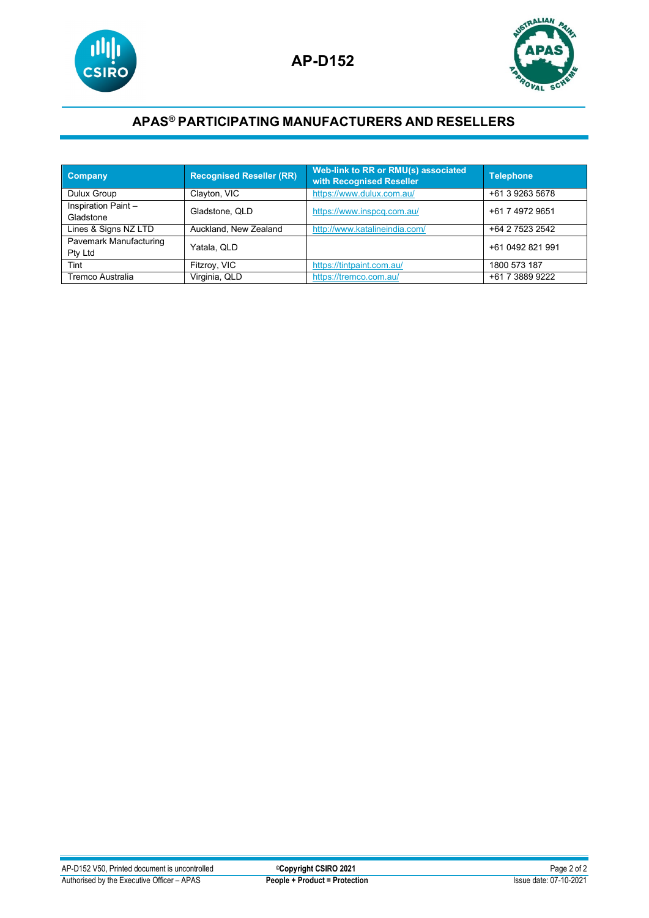## APAS® PARTICIPATING MANUFACTURERS AND RESELLERS

| Company | Recognised Reseller (RR) | Web-link to RR or RMU(s) associated with Recognised Reseller | Telephone |
|---|---|---|---|
| Dulux Group | Clayton, VIC | https://www.dulux.com.au/ | +61 3 9263 5678 |
| Inspiration Paint – Gladstone | Gladstone, QLD | https://www.inspcq.com.au/ | +61 7 4972 9651 |
| Lines & Signs NZ LTD | Auckland, New Zealand | http://www.katalineindia.com/ | +64 2 7523 2542 |
| Pavemark Manufacturing Pty Ltd | Yatala, QLD | | +61 0492 821 991 |
| Tint | Fitzroy, VIC | https://tintpaint.com.au/ | 1800 573 187 |
| Tremco Australia | Virginia, QLD | https://tremco.com.au/ | +61 7 3889 9222 |